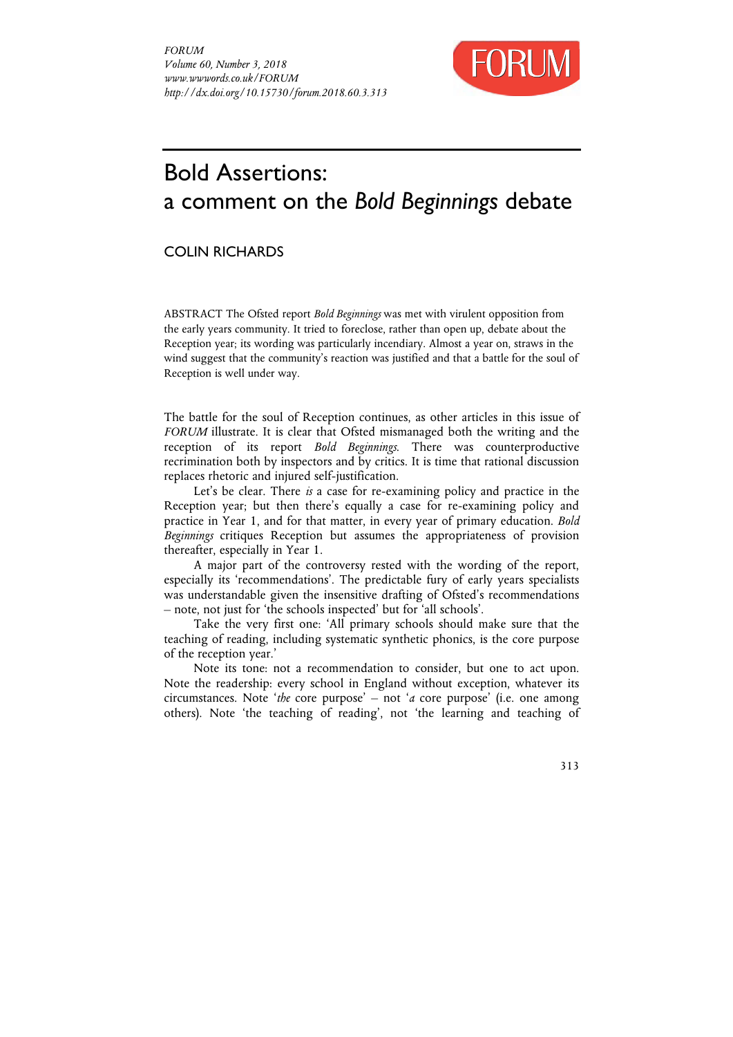# Bold Assertions: a comment on the *Bold Beginnings* debate

COLIN RICHARDS

ABSTRACT The Ofsted report *Bold Beginnings* was met with virulent opposition from the early years community. It tried to foreclose, rather than open up, debate about the Reception year; its wording was particularly incendiary. Almost a year on, straws in the wind suggest that the community's reaction was justified and that a battle for the soul of Reception is well under way.

The battle for the soul of Reception continues, as other articles in this issue of *FORUM* illustrate. It is clear that Ofsted mismanaged both the writing and the reception of its report *Bold Beginnings*. There was counterproductive recrimination both by inspectors and by critics. It is time that rational discussion replaces rhetoric and injured self-justification.

Let's be clear. There *is* a case for re-examining policy and practice in the Reception year; but then there's equally a case for re-examining policy and practice in Year 1, and for that matter, in every year of primary education. *Bold Beginnings* critiques Reception but assumes the appropriateness of provision thereafter, especially in Year 1.

A major part of the controversy rested with the wording of the report, especially its 'recommendations'. The predictable fury of early years specialists was understandable given the insensitive drafting of Ofsted's recommendations – note, not just for 'the schools inspected' but for 'all schools'.

Take the very first one: 'All primary schools should make sure that the teaching of reading, including systematic synthetic phonics, is the core purpose of the reception year.'

Note its tone: not a recommendation to consider, but one to act upon. Note the readership: every school in England without exception, whatever its circumstances. Note '*the* core purpose' – not '*a* core purpose' (i.e. one among others). Note 'the teaching of reading', not 'the learning and teaching of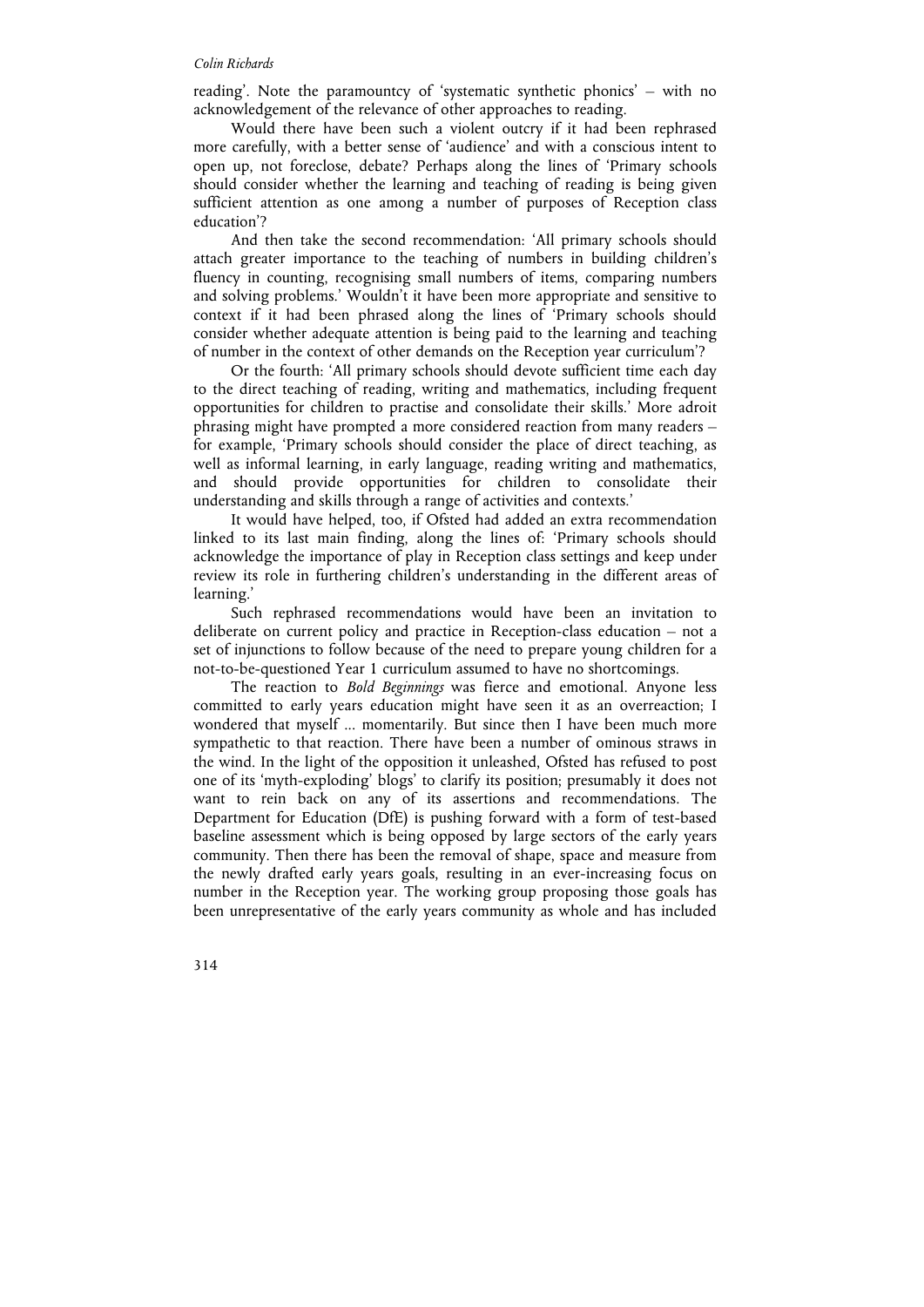reading'. Note the paramountcy of 'systematic synthetic phonics' – with no acknowledgement of the relevance of other approaches to reading.

Would there have been such a violent outcry if it had been rephrased more carefully, with a better sense of 'audience' and with a conscious intent to open up, not foreclose, debate? Perhaps along the lines of 'Primary schools should consider whether the learning and teaching of reading is being given sufficient attention as one among a number of purposes of Reception class education'?

And then take the second recommendation: 'All primary schools should attach greater importance to the teaching of numbers in building children's fluency in counting, recognising small numbers of items, comparing numbers and solving problems.' Wouldn't it have been more appropriate and sensitive to context if it had been phrased along the lines of 'Primary schools should consider whether adequate attention is being paid to the learning and teaching of number in the context of other demands on the Reception year curriculum'?

Or the fourth: 'All primary schools should devote sufficient time each day to the direct teaching of reading, writing and mathematics, including frequent opportunities for children to practise and consolidate their skills.' More adroit phrasing might have prompted a more considered reaction from many readers – for example, 'Primary schools should consider the place of direct teaching, as well as informal learning, in early language, reading writing and mathematics, and should provide opportunities for children to consolidate their understanding and skills through a range of activities and contexts.'

It would have helped, too, if Ofsted had added an extra recommendation linked to its last main finding, along the lines of: 'Primary schools should acknowledge the importance of play in Reception class settings and keep under review its role in furthering children's understanding in the different areas of learning.'

Such rephrased recommendations would have been an invitation to deliberate on current policy and practice in Reception-class education – not a set of injunctions to follow because of the need to prepare young children for a not-to-be-questioned Year 1 curriculum assumed to have no shortcomings.

The reaction to *Bold Beginnings* was fierce and emotional. Anyone less committed to early years education might have seen it as an overreaction; I wondered that myself ... momentarily. But since then I have been much more sympathetic to that reaction. There have been a number of ominous straws in the wind. In the light of the opposition it unleashed, Ofsted has refused to post one of its 'myth-exploding' blogs' to clarify its position; presumably it does not want to rein back on any of its assertions and recommendations. The Department for Education (DfE) is pushing forward with a form of test-based baseline assessment which is being opposed by large sectors of the early years community. Then there has been the removal of shape, space and measure from the newly drafted early years goals, resulting in an ever-increasing focus on number in the Reception year. The working group proposing those goals has been unrepresentative of the early years community as whole and has included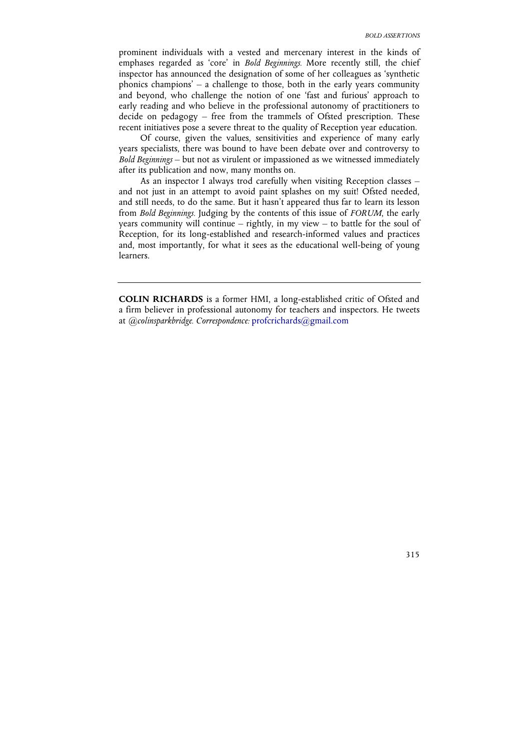prominent individuals with a vested and mercenary interest in the kinds of emphases regarded as 'core' in *Bold Beginnings.* More recently still, the chief inspector has announced the designation of some of her colleagues as 'synthetic phonics champions' – a challenge to those, both in the early years community and beyond, who challenge the notion of one 'fast and furious' approach to early reading and who believe in the professional autonomy of practitioners to decide on pedagogy – free from the trammels of Ofsted prescription. These recent initiatives pose a severe threat to the quality of Reception year education.

Of course, given the values, sensitivities and experience of many early years specialists, there was bound to have been debate over and controversy to *Bold Beginnings* – but not as virulent or impassioned as we witnessed immediately after its publication and now, many months on.

As an inspector I always trod carefully when visiting Reception classes – and not just in an attempt to avoid paint splashes on my suit! Ofsted needed, and still needs, to do the same. But it hasn't appeared thus far to learn its lesson from *Bold Beginnings.* Judging by the contents of this issue of *FORUM*, the early years community will continue – rightly, in my view – to battle for the soul of Reception, for its long-established and research-informed values and practices and, most importantly, for what it sees as the educational well-being of young learners.

---

**COLIN RICHARDS** is a former HMI, a long-established critic of Ofsted and a firm believer in professional autonomy for teachers and inspectors. He tweets at *@colinsparkbridge. Correspondence:* profcrichards@gmail.com